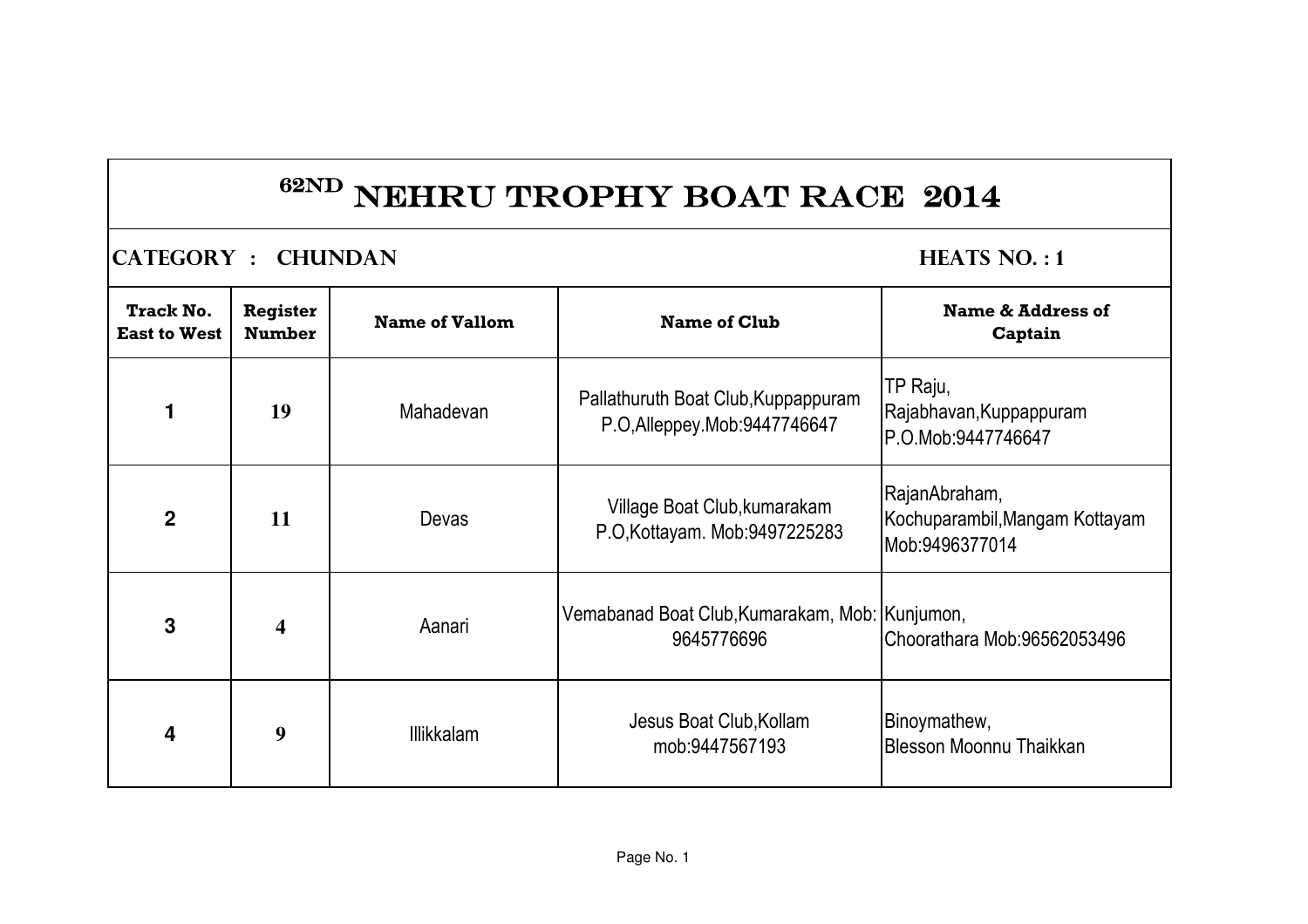# 62ND NEHRU TROPHY BOAT RACE 2014

**CATEGORY : CHUNDAN** **HEATS NO. : 1**

| Track No. East to West | Register Number | Name of Vallom | Name of Club | Name & Address of Captain |
|---|---|---|---|---|
| 1 | 19 | Mahadevan | Pallathuruth Boat Club,Kuppappuram P.O,Alleppey.Mob:9447746647 | TP Raju, Rajabhavan,Kuppappuram P.O.Mob:9447746647 |
| 2 | 11 | Devas | Village Boat Club,kumarakam P.O,Kottayam. Mob:9497225283 | RajanAbraham, Kochuparambil,Mangam Kottayam Mob:9496377014 |
| 3 | 4 | Aanari | Vemabanad Boat Club,Kumarakam, Mob: 9645776696 | Kunjumon, Choorathara Mob:96562053496 |
| 4 | 9 | Illikkalam | Jesus Boat Club,Kollam mob:9447567193 | Binoymathew, Blesson Moonnu Thaikkan |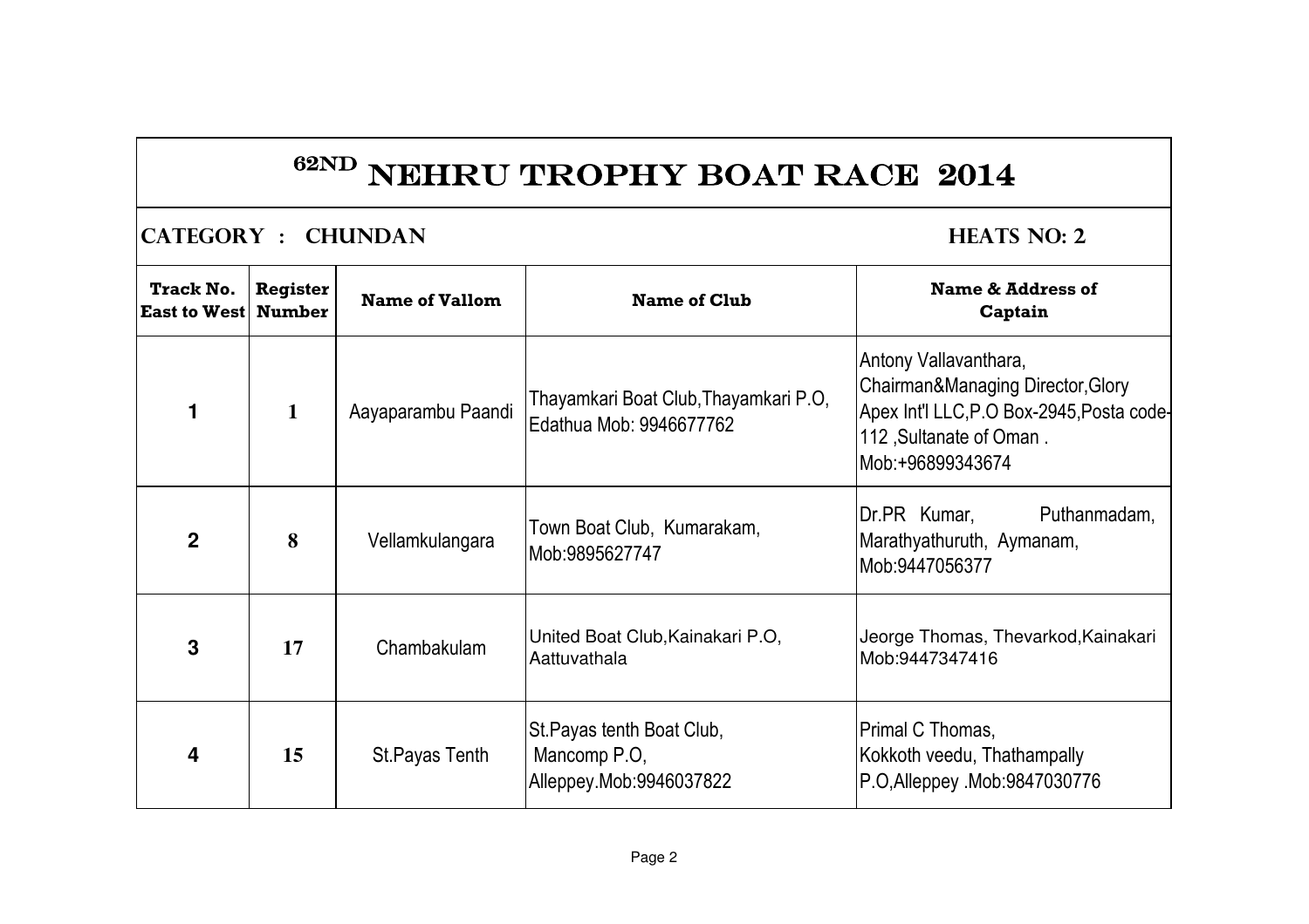# 62ND NEHRU TROPHY BOAT RACE 2014

**CATEGORY : CHUNDAN** — **HEATS NO: 2**

| Track No. East to West | Register Number | Name of Vallom | Name of Club | Name & Address of Captain |
|---|---|---|---|---|
| 1 | 1 | Aayaparambu Paandi | Thayamkari Boat Club,Thayamkari P.O, Edathua Mob: 9946677762 | Antony Vallavanthara, Chairman&Managing Director,Glory Apex Int'l LLC,P.O Box-2945,Posta code-112 ,Sultanate of Oman . Mob:+96899343674 |
| 2 | 8 | Vellamkulangara | Town Boat Club, Kumarakam, Mob:9895627747 | Dr.PR Kumar, Puthanmadam, Marathyathuruth, Aymanam, Mob:9447056377 |
| 3 | 17 | Chambakulam | United Boat Club,Kainakari P.O, Aattuvathala | Jeorge Thomas, Thevarkod,Kainakari Mob:9447347416 |
| 4 | 15 | St.Payas Tenth | St.Payas tenth Boat Club, Mancomp P.O, Alleppey.Mob:9946037822 | Primal C Thomas, Kokkoth veedu, Thathampally P.O,Alleppey .Mob:9847030776 |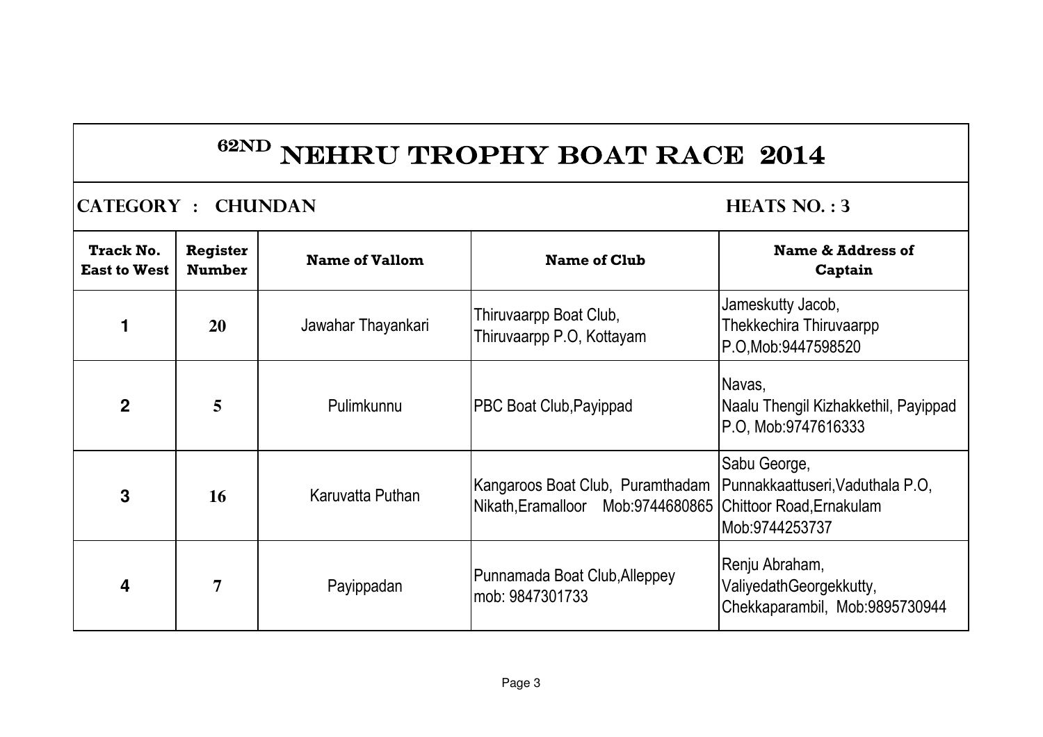# 62ND NEHRU TROPHY BOAT RACE 2014

**CATEGORY : CHUNDAN** **HEATS NO. : 3**

| Track No. East to West | Register Number | Name of Vallom | Name of Club | Name & Address of Captain |
|---|---|---|---|---|
| 1 | 20 | Jawahar Thayankari | Thiruvaarpp Boat Club, Thiruvaarpp P.O, Kottayam | Jameskutty Jacob, Thekkechira Thiruvaarpp P.O,Mob:9447598520 |
| 2 | 5 | Pulimkunnu | PBC Boat Club,Payippad | Navas, Naalu Thengil Kizhakkethil, Payippad P.O, Mob:9747616333 |
| 3 | 16 | Karuvatta Puthan | Kangaroos Boat Club, Puramthadam Nikath,Eramalloor Mob:9744680865 | Sabu George, Punnakkaattuseri,Vaduthala P.O, Chittoor Road,Ernakulam Mob:9744253737 |
| 4 | 7 | Payippadan | Punnamada Boat Club,Alleppey mob: 9847301733 | Renju Abraham, ValiyedathGeorgekkutty, Chekkaparambil, Mob:9895730944 |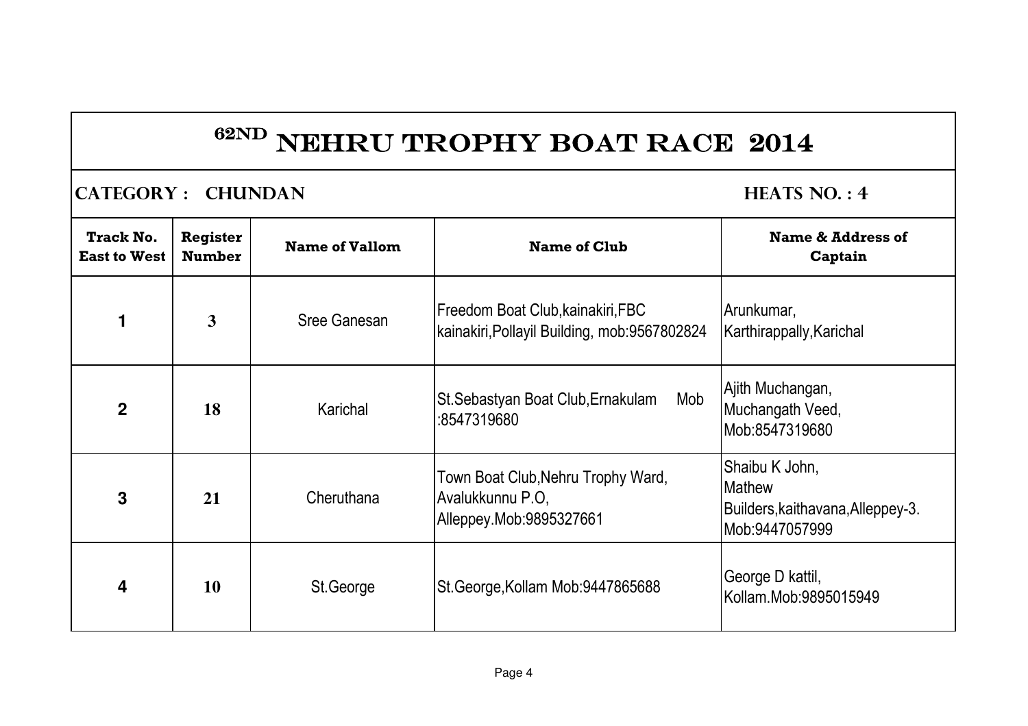# 62ND NEHRU TROPHY BOAT RACE 2014

**CATEGORY : CHUNDAN** **HEATS NO. : 4**

| Track No. East to West | Register Number | Name of Vallom | Name of Club | Name & Address of Captain |
|---|---|---|---|---|
| 1 | 3 | Sree Ganesan | Freedom Boat Club,kainakiri,FBC kainakiri,Pollayil Building, mob:9567802824 | Arunkumar, Karthirappally,Karichal |
| 2 | 18 | Karichal | St.Sebastyan Boat Club,Ernakulam Mob :8547319680 | Ajith Muchangan, Muchangath Veed, Mob:8547319680 |
| 3 | 21 | Cheruthana | Town Boat Club,Nehru Trophy Ward, Avalukkunnu P.O, Alleppey.Mob:9895327661 | Shaibu K John, Mathew Builders,kaithavana,Alleppey-3. Mob:9447057999 |
| 4 | 10 | St.George | St.George,Kollam Mob:9447865688 | George D kattil, Kollam.Mob:9895015949 |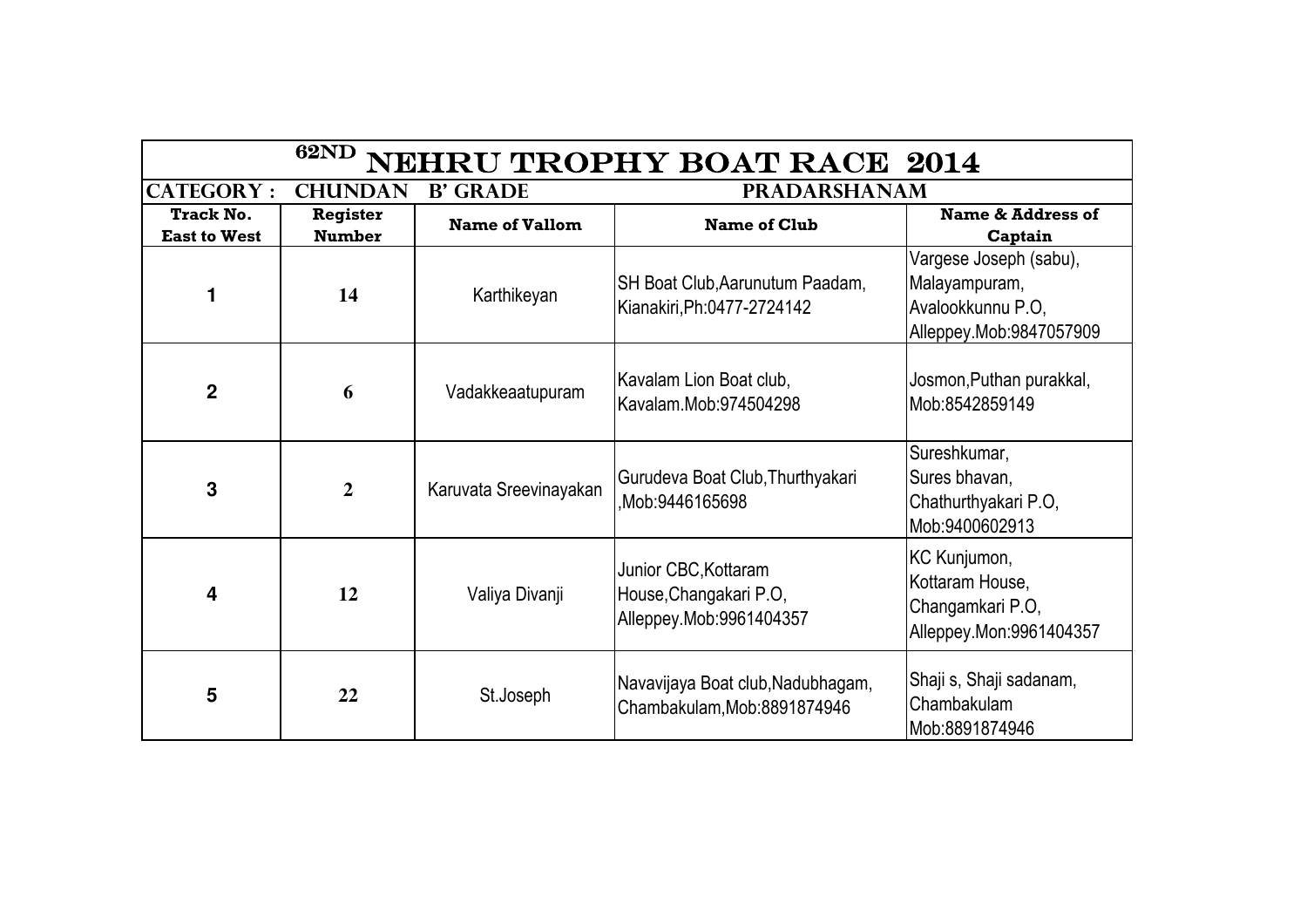# 62ND NEHRU TROPHY BOAT RACE 2014

**CATEGORY : CHUNDAN B' GRADE PRADARSHANAM**

| Track No. East to West | Register Number | Name of Vallom | Name of Club | Name & Address of Captain |
|---|---|---|---|---|
| 1 | 14 | Karthikeyan | SH Boat Club,Aarunutum Paadam, Kianakiri,Ph:0477-2724142 | Vargese Joseph (sabu), Malayampuram, Avalookkunnu P.O, Alleppey.Mob:9847057909 |
| 2 | 6 | Vadakkeaatupuram | Kavalam Lion Boat club, Kavalam.Mob:974504298 | Josmon,Puthan purakkal, Mob:8542859149 |
| 3 | 2 | Karuvata Sreevinayakan | Gurudeva Boat Club,Thurthyakari ,Mob:9446165698 | Sureshkumar, Sures bhavan, Chathurthyakari P.O, Mob:9400602913 |
| 4 | 12 | Valiya Divanji | Junior CBC,Kottaram House,Changakari P.O, Alleppey.Mob:9961404357 | KC Kunjumon, Kottaram House, Changamkari P.O, Alleppey.Mon:9961404357 |
| 5 | 22 | St.Joseph | Navavijaya Boat club,Nadubhagam, Chambakulam,Mob:8891874946 | Shaji s, Shaji sadanam, Chambakulam Mob:8891874946 |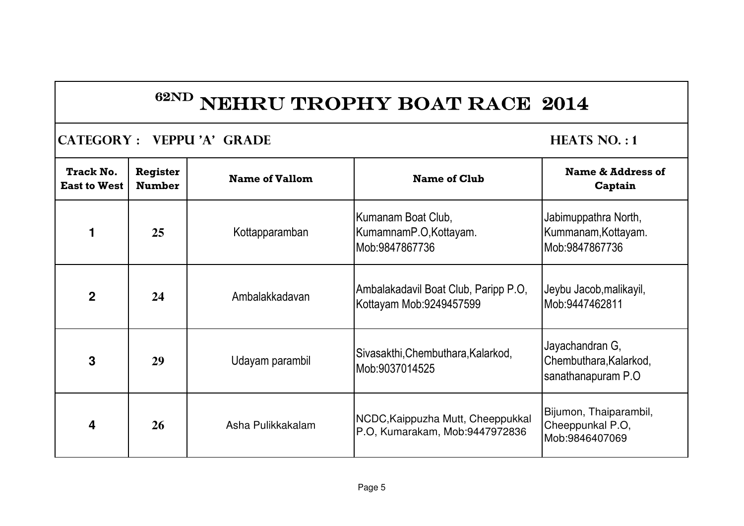# 62ND NEHRU TROPHY BOAT RACE 2014

## CATEGORY : VEPPU 'A' GRADE — HEATS NO. : 1

| Track No. East to West | Register Number | Name of Vallom | Name of Club | Name & Address of Captain |
|---|---|---|---|---|
| 1 | 25 | Kottapparamban | Kumanam Boat Club, KumamnamP.O,Kottayam. Mob:9847867736 | Jabimuppathra North, Kummanam,Kottayam. Mob:9847867736 |
| 2 | 24 | Ambalakkadavan | Ambalakadavil Boat Club, Paripp P.O, Kottayam Mob:9249457599 | Jeybu Jacob,malikayil, Mob:9447462811 |
| 3 | 29 | Udayam parambil | Sivasakthi,Chembuthara,Kalarkod, Mob:9037014525 | Jayachandran G, Chembuthara,Kalarkod, sanathanapuram P.O |
| 4 | 26 | Asha Pulikkakalam | NCDC,Kaippuzha Mutt, Cheeppukkal P.O, Kumarakam, Mob:9447972836 | Bijumon, Thaiparambil, Cheeppunkal P.O, Mob:9846407069 |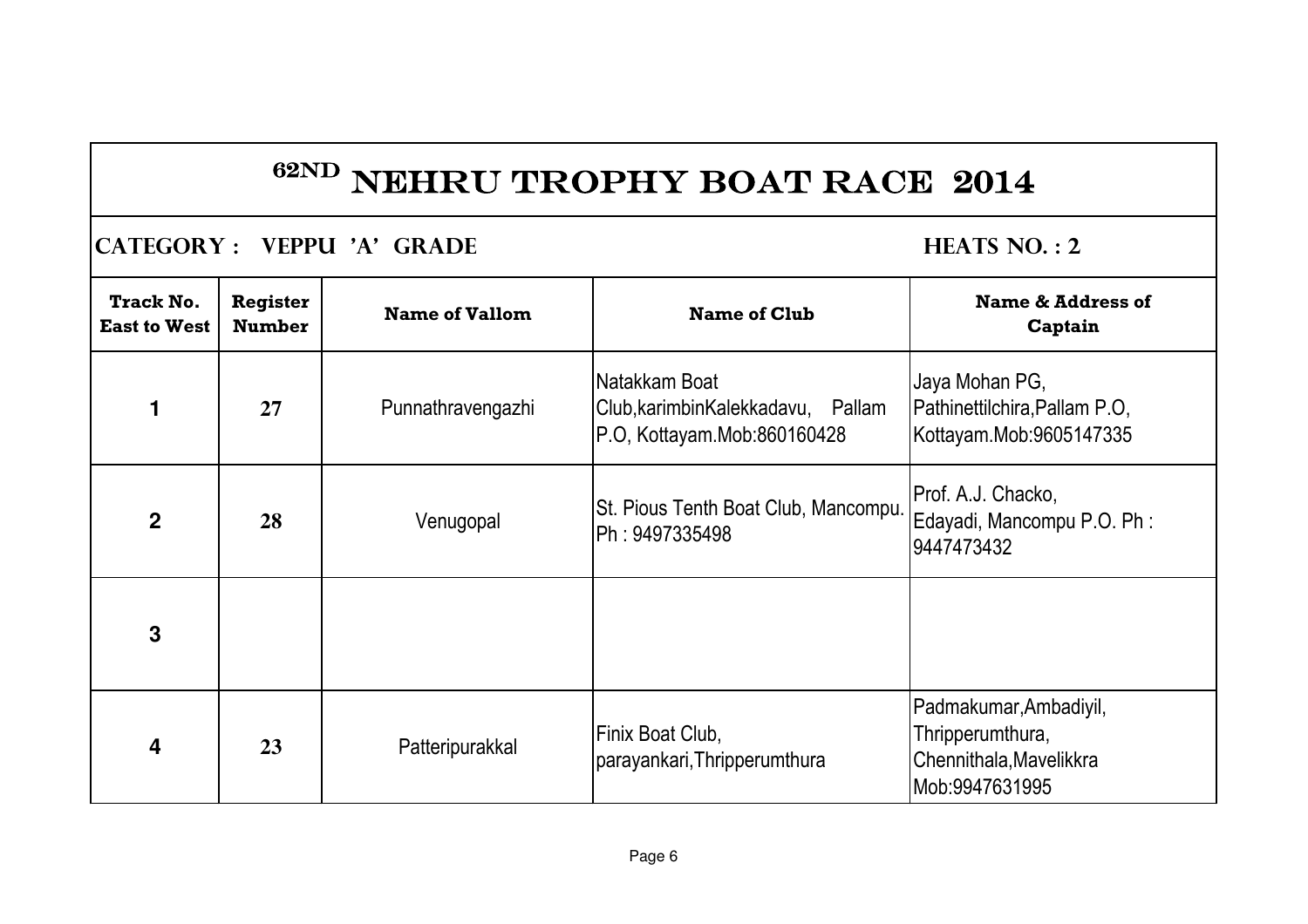# 62ND NEHRU TROPHY BOAT RACE 2014

**CATEGORY : VEPPU 'A' GRADE** **HEATS NO. : 2**

| Track No. East to West | Register Number | Name of Vallom | Name of Club | Name & Address of Captain |
|---|---|---|---|---|
| 1 | 27 | Punnathravengazhi | Natakkam Boat Club,karimbinKalekkadavu, Pallam P.O, Kottayam.Mob:860160428 | Jaya Mohan PG, Pathinettilchira,Pallam P.O, Kottayam.Mob:9605147335 |
| 2 | 28 | Venugopal | St. Pious Tenth Boat Club, Mancompu. Ph : 9497335498 | Prof. A.J. Chacko, Edayadi, Mancompu P.O. Ph : 9447473432 |
| 3 | | | | |
| 4 | 23 | Patteripurakkal | Finix Boat Club, parayankari,Thripperumthura | Padmakumar,Ambadiyil, Thripperumthura, Chennithala,Mavelikkra Mob:9947631995 |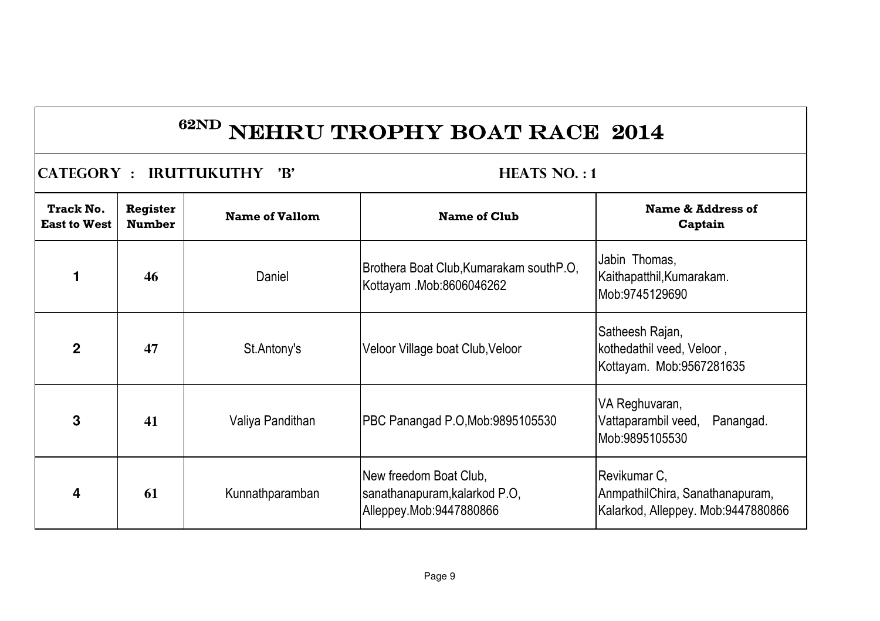# 62ND NEHRU TROPHY BOAT RACE 2014

**CATEGORY : IRUTTUKUTHY 'B'** **HEATS NO. : 1**

| Track No. East to West | Register Number | Name of Vallom | Name of Club | Name & Address of Captain |
|---|---|---|---|---|
| 1 | 46 | Daniel | Brothera Boat Club,Kumarakam southP.O, Kottayam .Mob:8606046262 | Jabin Thomas, Kaithapatthil,Kumarakam. Mob:9745129690 |
| 2 | 47 | St.Antony's | Veloor Village boat Club,Veloor | Satheesh Rajan, kothedathil veed, Veloor , Kottayam. Mob:9567281635 |
| 3 | 41 | Valiya Pandithan | PBC Panangad P.O,Mob:9895105530 | VA Reghuvaran, Vattaparambil veed, Panangad. Mob:9895105530 |
| 4 | 61 | Kunnathparamban | New freedom Boat Club, sanathanapuram,kalarkod P.O, Alleppey.Mob:9447880866 | Revikumar C, AnmpathilChira, Sanathanapuram, Kalarkod, Alleppey. Mob:9447880866 |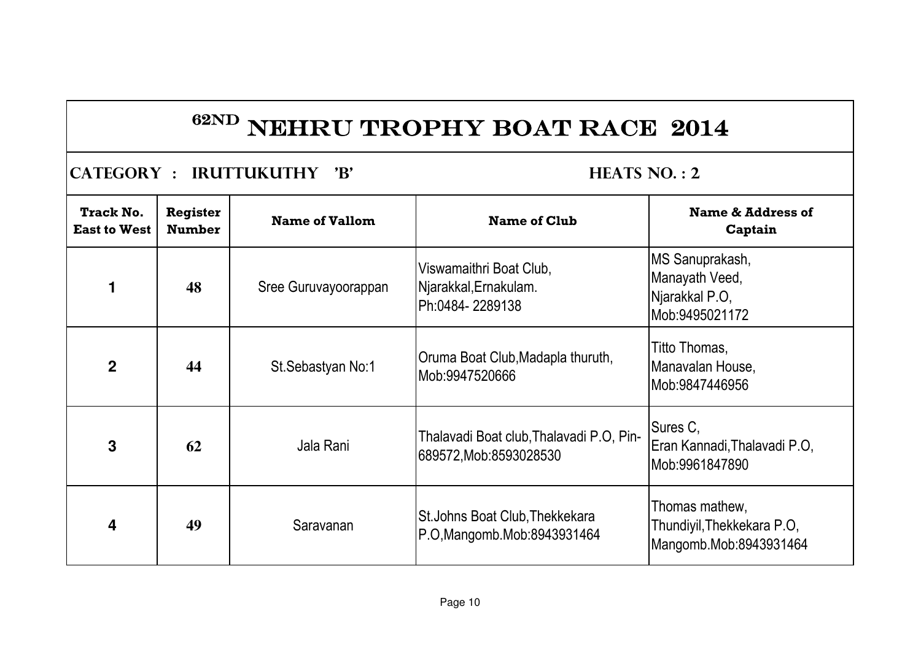# 62ND NEHRU TROPHY BOAT RACE 2014

**CATEGORY : IRUTTUKUTHY 'B'** **HEATS NO. : 2**

| Track No. East to West | Register Number | Name of Vallom | Name of Club | Name & Address of Captain |
|---|---|---|---|---|
| 1 | 48 | Sree Guruvayoorappan | Viswamaithri Boat Club, Njarakkal,Ernakulam. Ph:0484- 2289138 | MS Sanuprakash, Manayath Veed, Njarakkal P.O, Mob:9495021172 |
| 2 | 44 | St.Sebastyan No:1 | Oruma Boat Club,Madapla thuruth, Mob:9947520666 | Titto Thomas, Manavalan House, Mob:9847446956 |
| 3 | 62 | Jala Rani | Thalavadi Boat club,Thalavadi P.O, Pin-689572,Mob:8593028530 | Sures C, Eran Kannadi,Thalavadi P.O, Mob:9961847890 |
| 4 | 49 | Saravanan | St.Johns Boat Club,Thekkekara P.O,Mangomb.Mob:8943931464 | Thomas mathew, Thundiyil,Thekkekara P.O, Mangomb.Mob:8943931464 |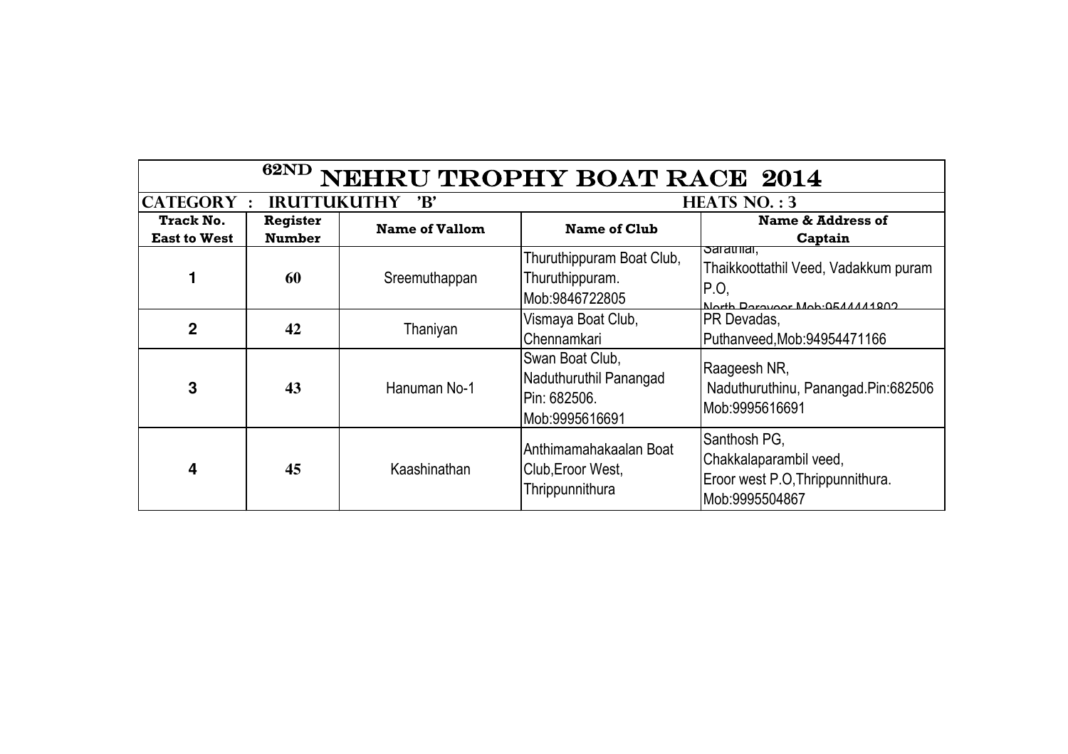# 62ND NEHRU TROPHY BOAT RACE 2014

| CATEGORY : IRUTTUKUTHY 'B' | | | HEATS NO. : 3 | |
|---|---|---|---|---|
| **Track No. East to West** | **Register Number** | **Name of Vallom** | **Name of Club** | **Name & Address of Captain** |
| 1 | 60 | Sreemuthappan | Thuruthippuram Boat Club, Thuruthippuram. Mob:9846722805 | Sarathlal, Thaikkoottathil Veed, Vadakkum puram P.O, North Paravoor Mob:9544441802 |
| 2 | 42 | Thaniyan | Vismaya Boat Club, Chennamkari | PR Devadas, Puthanveed,Mob:94954471166 |
| 3 | 43 | Hanuman No-1 | Swan Boat Club, Naduthuruthil Panangad Pin: 682506. Mob:9995616691 | Raageesh NR, Naduthuruthinu, Panangad.Pin:682506 Mob:9995616691 |
| 4 | 45 | Kaashinathan | Anthimamahakaalan Boat Club,Eroor West, Thrippunnithura | Santhosh PG, Chakkalaparambil veed, Eroor west P.O,Thrippunnithura. Mob:9995504867 |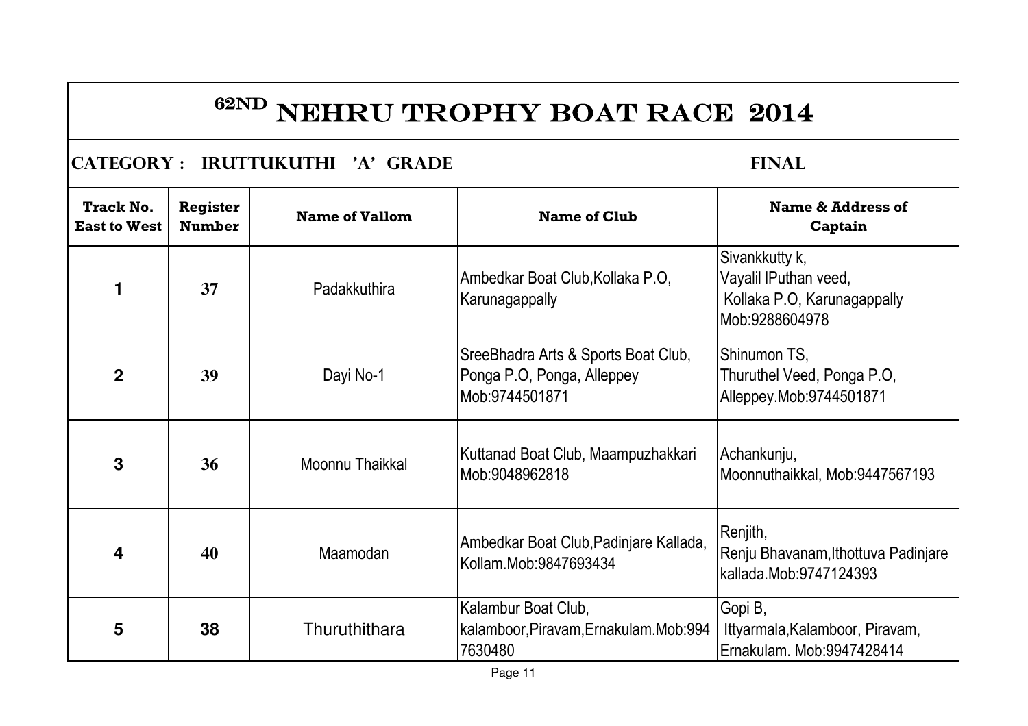# 62ND NEHRU TROPHY BOAT RACE 2014

## CATEGORY : IRUTTUKUTHI 'A' GRADE — FINAL

| Track No. East to West | Register Number | Name of Vallom | Name of Club | Name & Address of Captain |
|---|---|---|---|---|
| 1 | 37 | Padakkuthira | Ambedkar Boat Club,Kollaka P.O, Karunagappally | Sivankkutty k, Vayalil lPuthan veed, Kollaka P.O, Karunagappally Mob:9288604978 |
| 2 | 39 | Dayi No-1 | SreeBhadra Arts & Sports Boat Club, Ponga P.O, Ponga, Alleppey Mob:9744501871 | Shinumon TS, Thuruthel Veed, Ponga P.O, Alleppey.Mob:9744501871 |
| 3 | 36 | Moonnu Thaikkal | Kuttanad Boat Club, Maampuzhakkari Mob:9048962818 | Achankunju, Moonnuthaikkal, Mob:9447567193 |
| 4 | 40 | Maamodan | Ambedkar Boat Club,Padinjare Kallada, Kollam.Mob:9847693434 | Renjith, Renju Bhavanam,Ithottuva Padinjare kallada.Mob:9747124393 |
| 5 | 38 | Thuruthithara | Kalambur Boat Club, kalamboor,Piravam,Ernakulam.Mob:9947630480 | Gopi B, Ittyarmala,Kalamboor, Piravam, Ernakulam. Mob:9947428414 |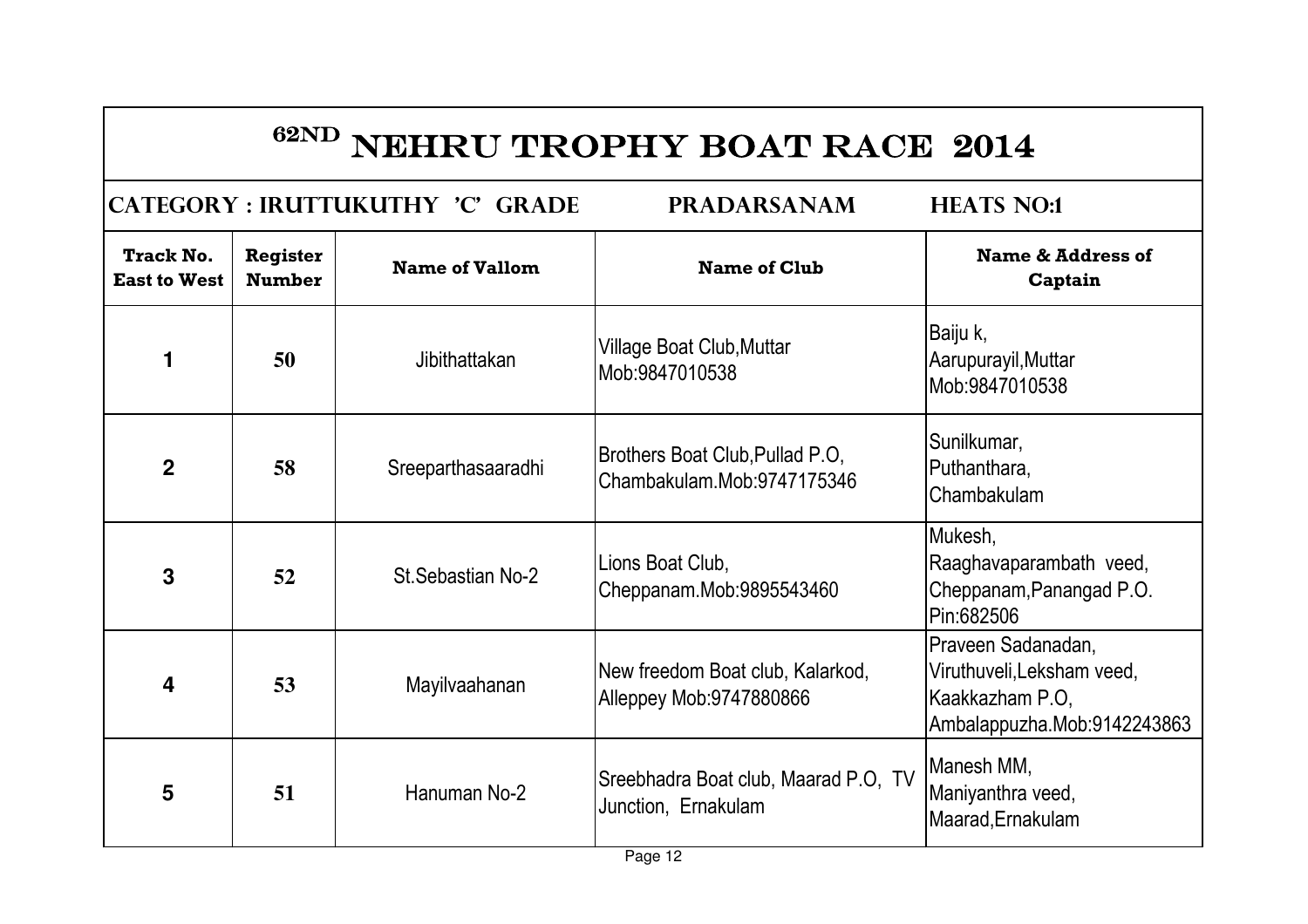# 62ND NEHRU TROPHY BOAT RACE 2014

## CATEGORY : IRUTTUKUTHY 'C' GRADE PRADARSANAM HEATS NO:1

| Track No. East to West | Register Number | Name of Vallom | Name of Club | Name & Address of Captain |
|---|---|---|---|---|
| 1 | 50 | Jibithattakan | Village Boat Club,Muttar Mob:9847010538 | Baiju k, Aarupurayil,Muttar Mob:9847010538 |
| 2 | 58 | Sreeparthasaaradhi | Brothers Boat Club,Pullad P.O, Chambakulam.Mob:9747175346 | Sunilkumar, Puthanthara, Chambakulam |
| 3 | 52 | St.Sebastian No-2 | Lions Boat Club, Cheppanam.Mob:9895543460 | Mukesh, Raaghavaparambath veed, Cheppanam,Panangad P.O. Pin:682506 |
| 4 | 53 | Mayilvaahanan | New freedom Boat club, Kalarkod, Alleppey Mob:9747880866 | Praveen Sadanadan, Viruthuveli,Leksham veed, Kaakkazham P.O, Ambalappuzha.Mob:9142243863 |
| 5 | 51 | Hanuman No-2 | Sreebhadra Boat club, Maarad P.O, TV Junction, Ernakulam | Manesh MM, Maniyanthra veed, Maarad,Ernakulam |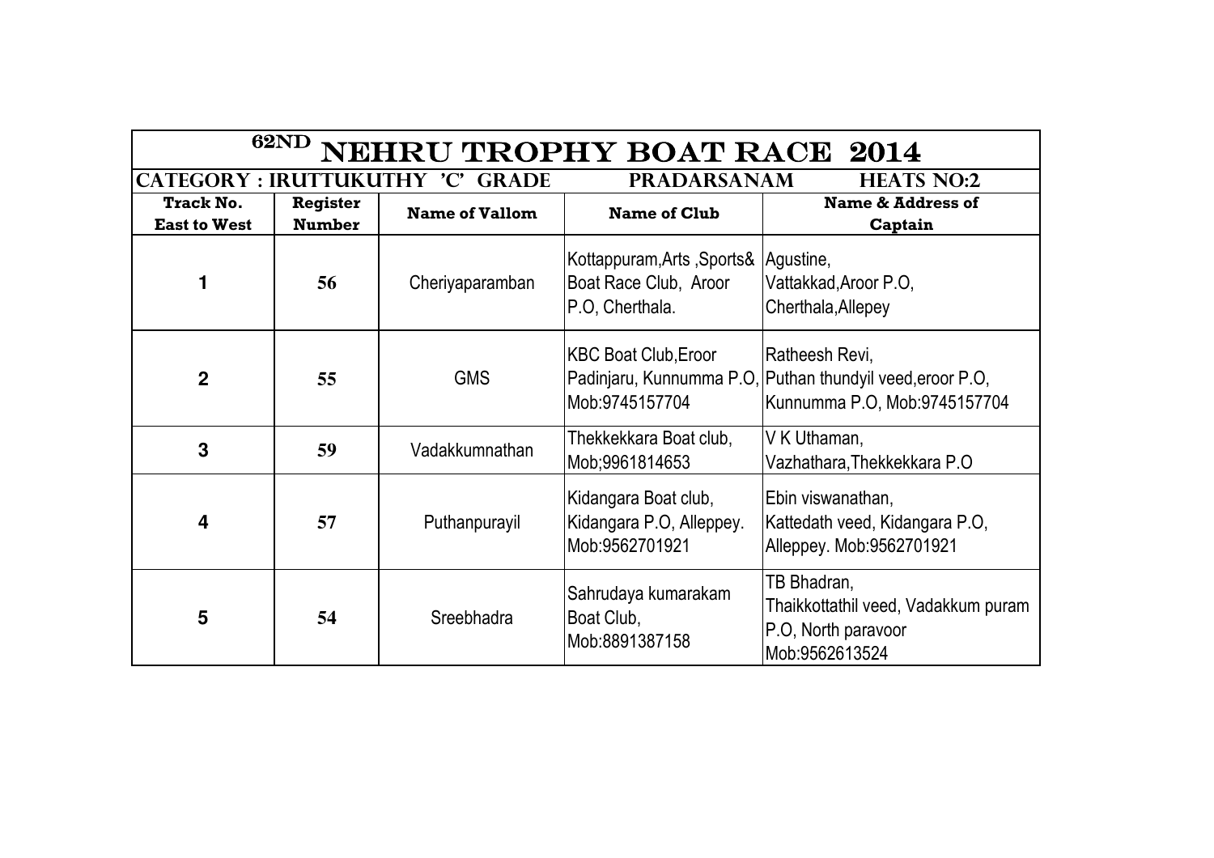# 62ND NEHRU TROPHY BOAT RACE 2014

**CATEGORY : IRUTTUKUTHY 'C' GRADE — PRADARSANAM — HEATS NO:2**

| Track No. East to West | Register Number | Name of Vallom | Name of Club | Name & Address of Captain |
|---|---|---|---|---|
| 1 | 56 | Cheriyaparamban | Kottappuram,Arts ,Sports& Boat Race Club, Aroor P.O, Cherthala. | Agustine, Vattakkad,Aroor P.O, Cherthala,Allepey |
| 2 | 55 | GMS | KBC Boat Club,Eroor Padinjaru, Kunnumma P.O, Mob:9745157704 | Ratheesh Revi, Puthan thundyil veed,eroor P.O, Kunnumma P.O, Mob:9745157704 |
| 3 | 59 | Vadakkumnathan | Thekkekkara Boat club, Mob;9961814653 | V K Uthaman, Vazhathara,Thekkekkara P.O |
| 4 | 57 | Puthanpurayil | Kidangara Boat club, Kidangara P.O, Alleppey. Mob:9562701921 | Ebin viswanathan, Kattedath veed, Kidangara P.O, Alleppey. Mob:9562701921 |
| 5 | 54 | Sreebhadra | Sahrudaya kumarakam Boat Club, Mob:8891387158 | TB Bhadran, Thaikkottathil veed, Vadakkum puram P.O, North paravoor Mob:9562613524 |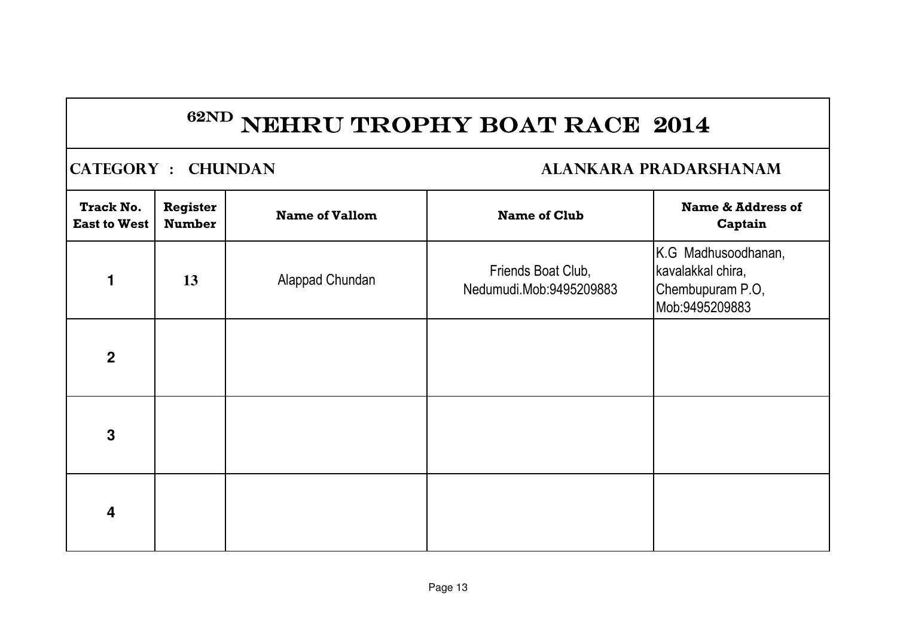# 62ND NEHRU TROPHY BOAT RACE 2014

**CATEGORY : CHUNDAN** **ALANKARA PRADARSHANAM**

| Track No. East to West | Register Number | Name of Vallom | Name of Club | Name & Address of Captain |
|---|---|---|---|---|
| 1 | 13 | Alappad Chundan | Friends Boat Club, Nedumudi.Mob:9495209883 | K.G Madhusoodhanan, kavalakkal chira, Chembupuram P.O, Mob:9495209883 |
| 2 | | | | |
| 3 | | | | |
| 4 | | | | |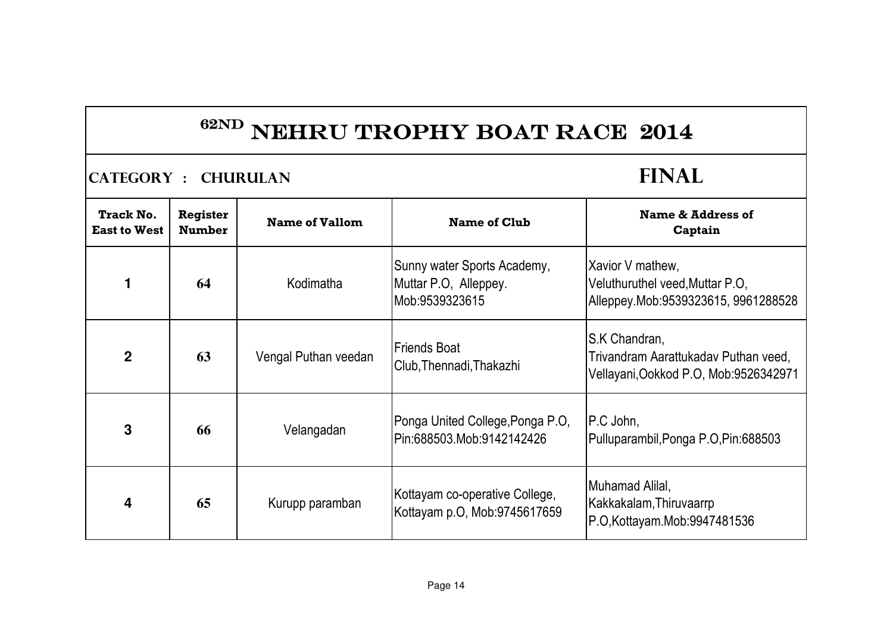# 62ND NEHRU TROPHY BOAT RACE 2014

## CATEGORY : CHURULAN

## FINAL

| Track No. East to West | Register Number | Name of Vallom | Name of Club | Name & Address of Captain |
|---|---|---|---|---|
| 1 | 64 | Kodimatha | Sunny water Sports Academy, Muttar P.O, Alleppey. Mob:9539323615 | Xavior V mathew, Veluthuruthel veed,Muttar P.O, Alleppey.Mob:9539323615, 9961288528 |
| 2 | 63 | Vengal Puthan veedan | Friends Boat Club,Thennadi,Thakazhi | S.K Chandran, Trivandram Aarattukadav Puthan veed, Vellayani,Ookkod P.O, Mob:9526342971 |
| 3 | 66 | Velangadan | Ponga United College,Ponga P.O, Pin:688503.Mob:9142142426 | P.C John, Pulluparambil,Ponga P.O,Pin:688503 |
| 4 | 65 | Kurupp paramban | Kottayam co-operative College, Kottayam p.O, Mob:9745617659 | Muhamad Alilal, Kakkakalam,Thiruvaarrp P.O,Kottayam.Mob:9947481536 |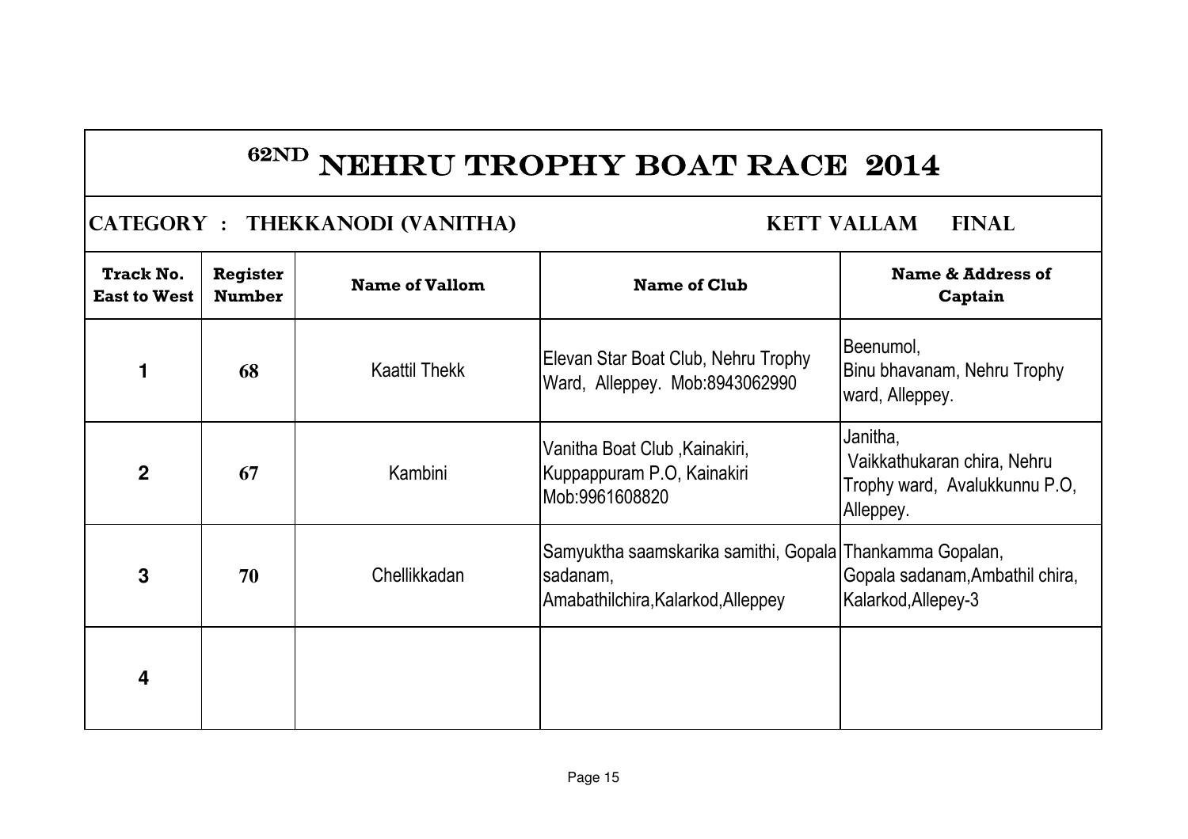# 62ND NEHRU TROPHY BOAT RACE 2014

## CATEGORY : THEKKANODI (VANITHA) KETT VALLAM FINAL

| Track No. East to West | Register Number | Name of Vallom | Name of Club | Name & Address of Captain |
|---|---|---|---|---|
| 1 | 68 | Kaattil Thekk | Elevan Star Boat Club, Nehru Trophy Ward, Alleppey. Mob:8943062990 | Beenumol, Binu bhavanam, Nehru Trophy ward, Alleppey. |
| 2 | 67 | Kambini | Vanitha Boat Club ,Kainakiri, Kuppappuram P.O, Kainakiri Mob:9961608820 | Janitha, Vaikkathukaran chira, Nehru Trophy ward, Avalukkunnu P.O, Alleppey. |
| 3 | 70 | Chellikkadan | Samyuktha saamskarika samithi, Gopala sadanam, Amabathilchira,Kalarkod,Alleppey | Thankamma Gopalan, Gopala sadanam,Ambathil chira, Kalarkod,Allepey-3 |
| 4 | | | | |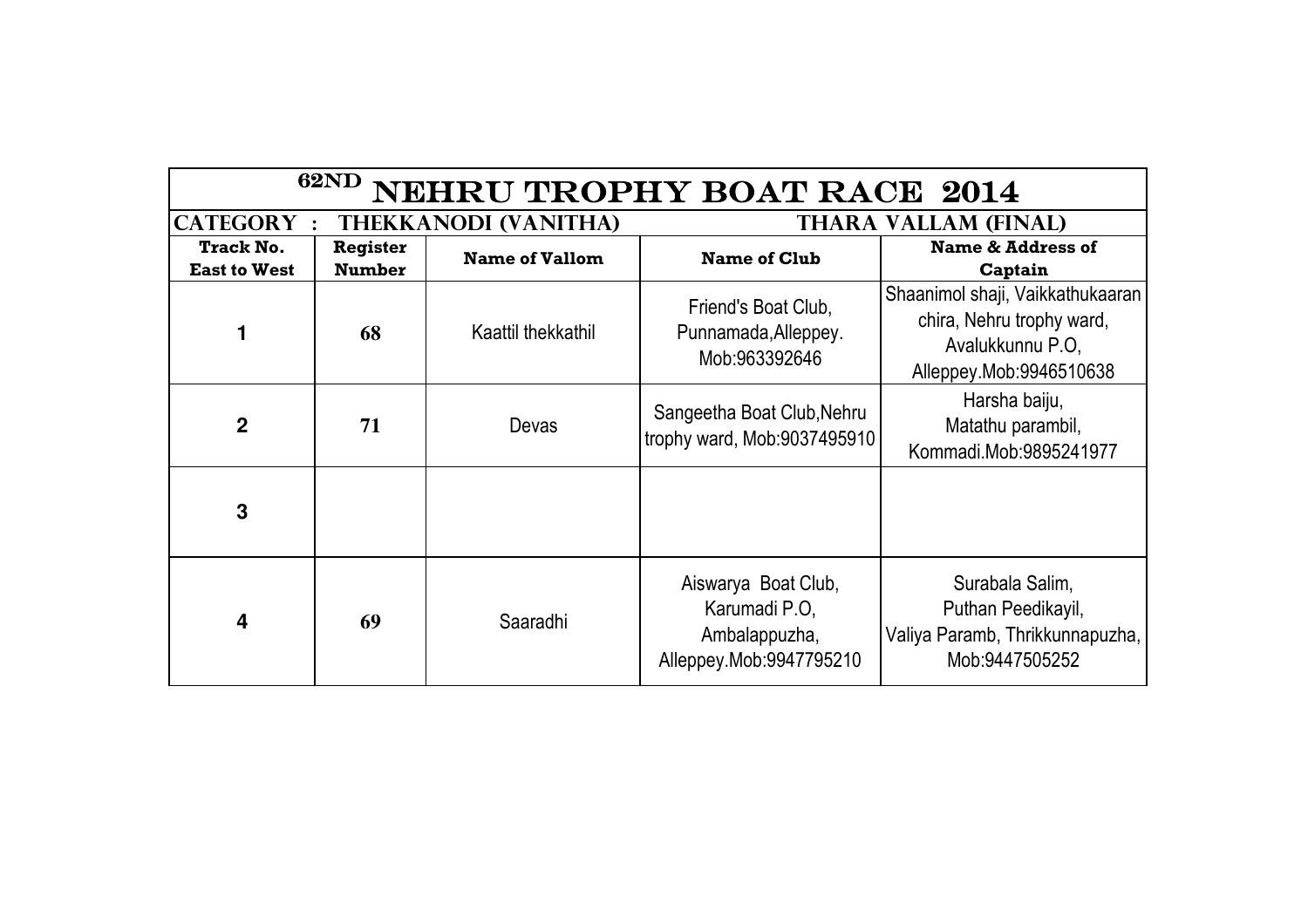# 62ND NEHRU TROPHY BOAT RACE 2014

| CATEGORY : THEKKANODI (VANITHA) | | | THARA VALLAM (FINAL) | |
|---|---|---|---|---|
| **Track No. East to West** | **Register Number** | **Name of Vallom** | **Name of Club** | **Name & Address of Captain** |
| 1 | 68 | Kaattil thekkathil | Friend's Boat Club, Punnamada,Alleppey. Mob:963392646 | Shaanimol shaji, Vaikkathukaaran chira, Nehru trophy ward, Avalukkunnu P.O, Alleppey.Mob:9946510638 |
| 2 | 71 | Devas | Sangeetha Boat Club,Nehru trophy ward, Mob:9037495910 | Harsha baiju, Matathu parambil, Kommadi.Mob:9895241977 |
| 3 | | | | |
| 4 | 69 | Saaradhi | Aiswarya Boat Club, Karumadi P.O, Ambalappuzha, Alleppey.Mob:9947795210 | Surabala Salim, Puthan Peedikayil, Valiya Paramb, Thrikkunnapuzha, Mob:9447505252 |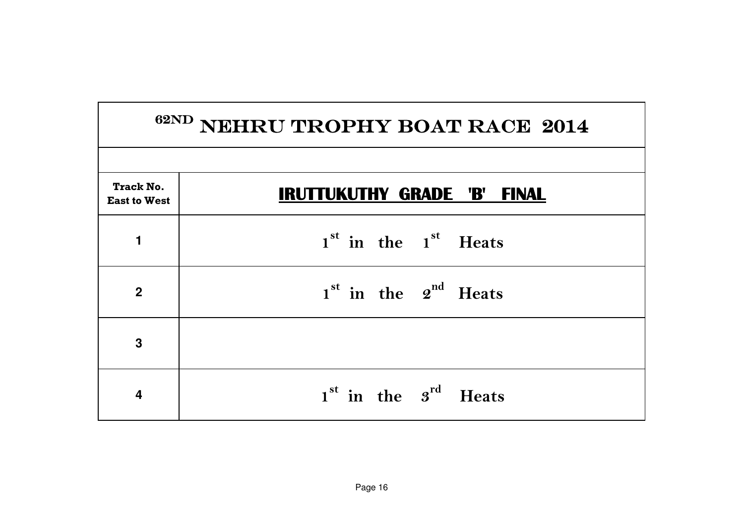| 62ND NEHRU TROPHY BOAT RACE 2014 | |
|---|---|
| | |
| **Track No. East to West** | **IRUTTUKUTHY GRADE 'B' FINAL** |
| 1 | 1st in the 1st Heats |
| 2 | 1st in the 2nd Heats |
| 3 | |
| 4 | 1st in the 3rd Heats |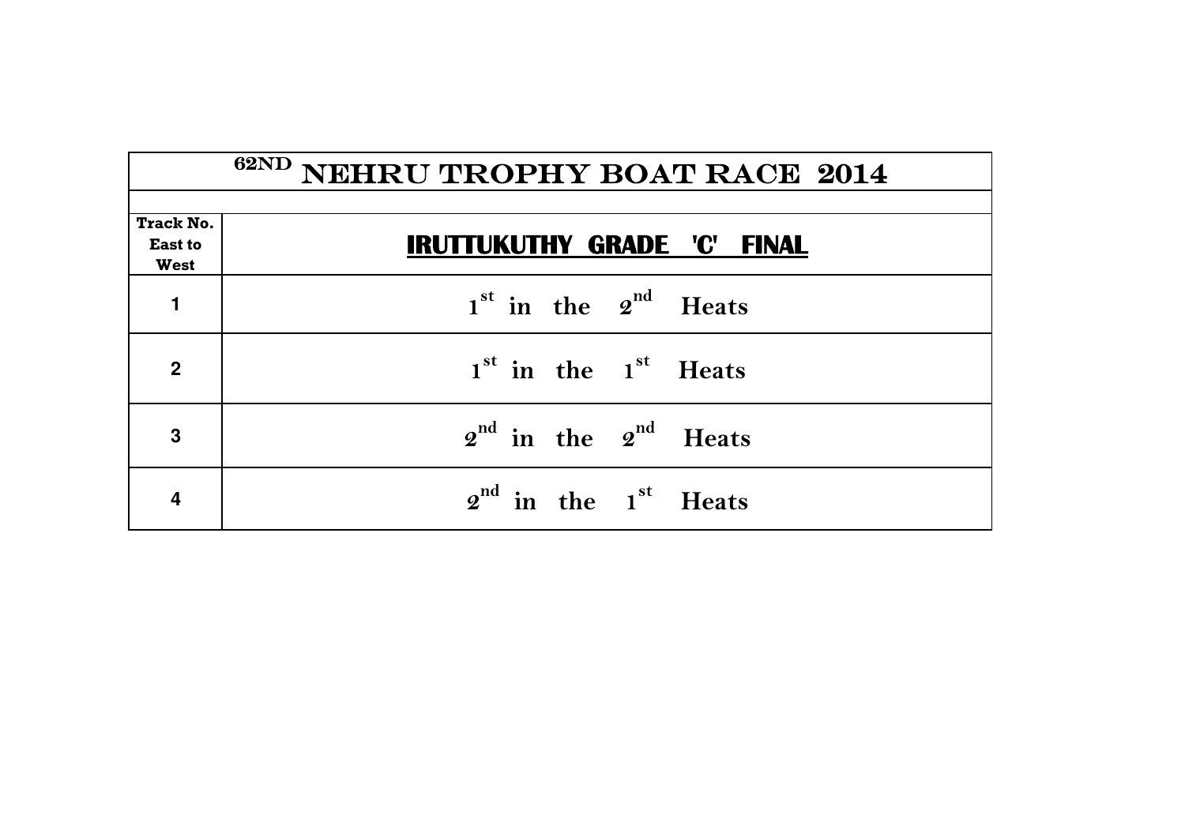| 62ND NEHRU TROPHY BOAT RACE 2014 | |
|---|---|
| | |
| **Track No. East to West** | **IRUTTUKUTHY GRADE 'C' FINAL** |
| **1** | **1st in the 2nd Heats** |
| **2** | **1st in the 1st Heats** |
| **3** | **2nd in the 2nd Heats** |
| **4** | **2nd in the 1st Heats** |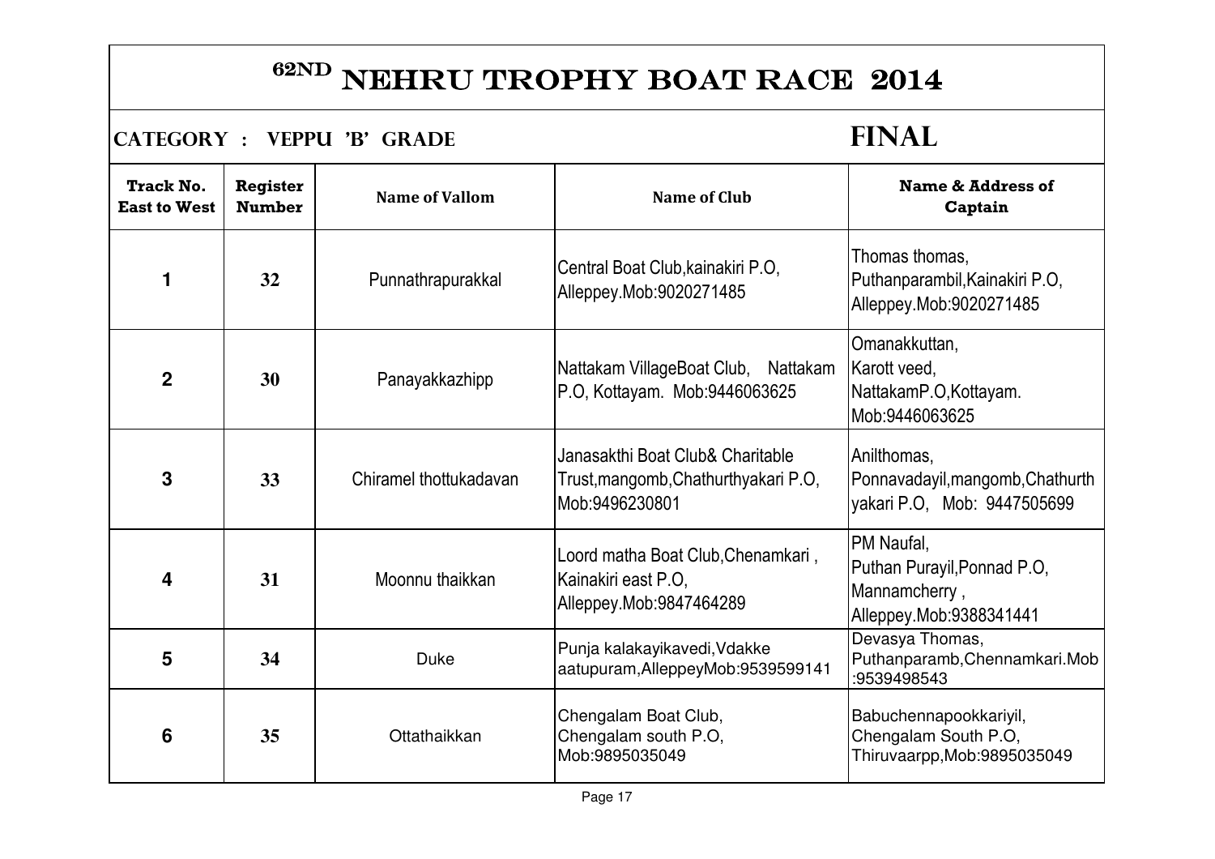# 62ND NEHRU TROPHY BOAT RACE 2014

## CATEGORY : VEPPU 'B' GRADE — FINAL

| Track No. East to West | Register Number | Name of Vallom | Name of Club | Name & Address of Captain |
|---|---|---|---|---|
| 1 | 32 | Punnathrapurakkal | Central Boat Club,kainakiri P.O, Alleppey.Mob:9020271485 | Thomas thomas, Puthanparambil,Kainakiri P.O, Alleppey.Mob:9020271485 |
| 2 | 30 | Panayakkazhipp | Nattakam VillageBoat Club, Nattakam P.O, Kottayam. Mob:9446063625 | Omanakkuttan, Karott veed, NattakamP.O,Kottayam. Mob:9446063625 |
| 3 | 33 | Chiramel thottukadavan | Janasakthi Boat Club& Charitable Trust,mangomb,Chathurthyakari P.O, Mob:9496230801 | Anilthomas, Ponnavadayil,mangomb,Chathurth yakari P.O, Mob: 9447505699 |
| 4 | 31 | Moonnu thaikkan | Loord matha Boat Club,Chenamkari , Kainakiri east P.O, Alleppey.Mob:9847464289 | PM Naufal, Puthan Purayil,Ponnad P.O, Mannamcherry , Alleppey.Mob:9388341441 |
| 5 | 34 | Duke | Punja kalakayikavedi,Vdakke aatupuram,AlleppeyMob:9539599141 | Devasya Thomas, Puthanparamb,Chennamkari.Mob :9539498543 |
| 6 | 35 | Ottathaikkan | Chengalam Boat Club, Chengalam south P.O, Mob:9895035049 | Babuchennapookkariyil, Chengalam South P.O, Thiruvaarpp,Mob:9895035049 |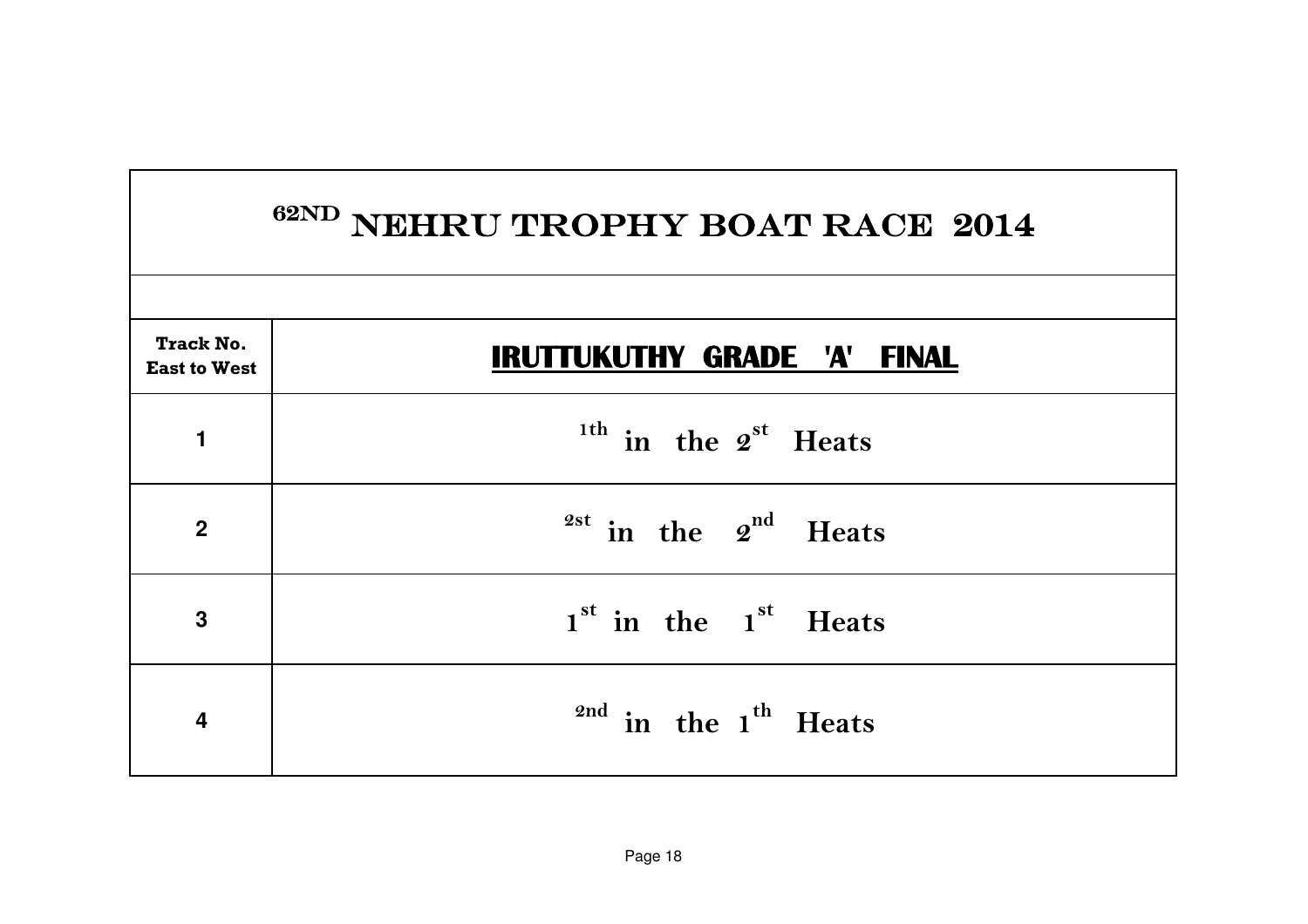# 62ND NEHRU TROPHY BOAT RACE 2014

| Track No. East to West | IRUTTUKUTHY GRADE 'A' FINAL |
|---|---|
| 1 | 1th in the 2st Heats |
| 2 | 2st in the 2nd Heats |
| 3 | 1st in the 1st Heats |
| 4 | 2nd in the 1th Heats |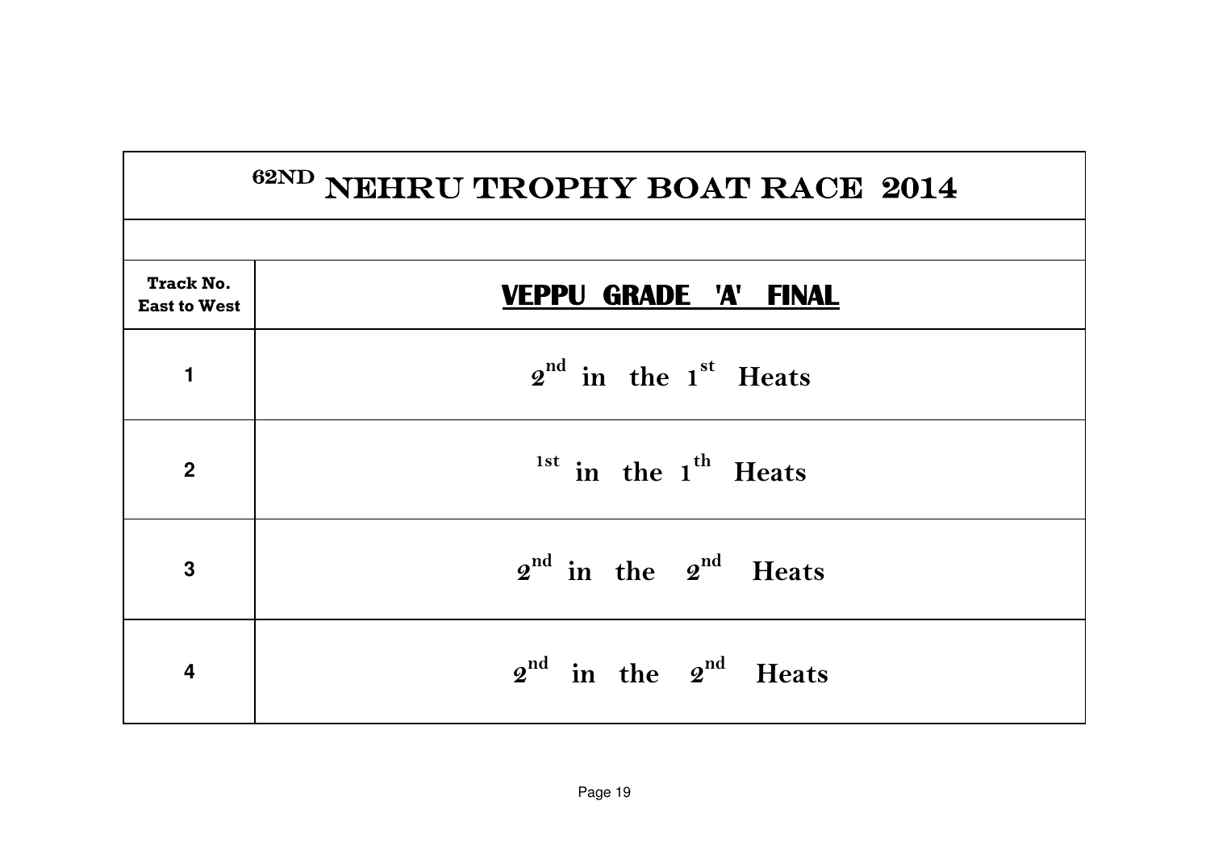# 62ND NEHRU TROPHY BOAT RACE 2014

| Track No. East to West | VEPPU GRADE 'A' FINAL |
|---|---|
| 1 | 2nd in the 1st Heats |
| 2 | 1st in the 1th Heats |
| 3 | 2nd in the 2nd Heats |
| 4 | 2nd in the 2nd Heats |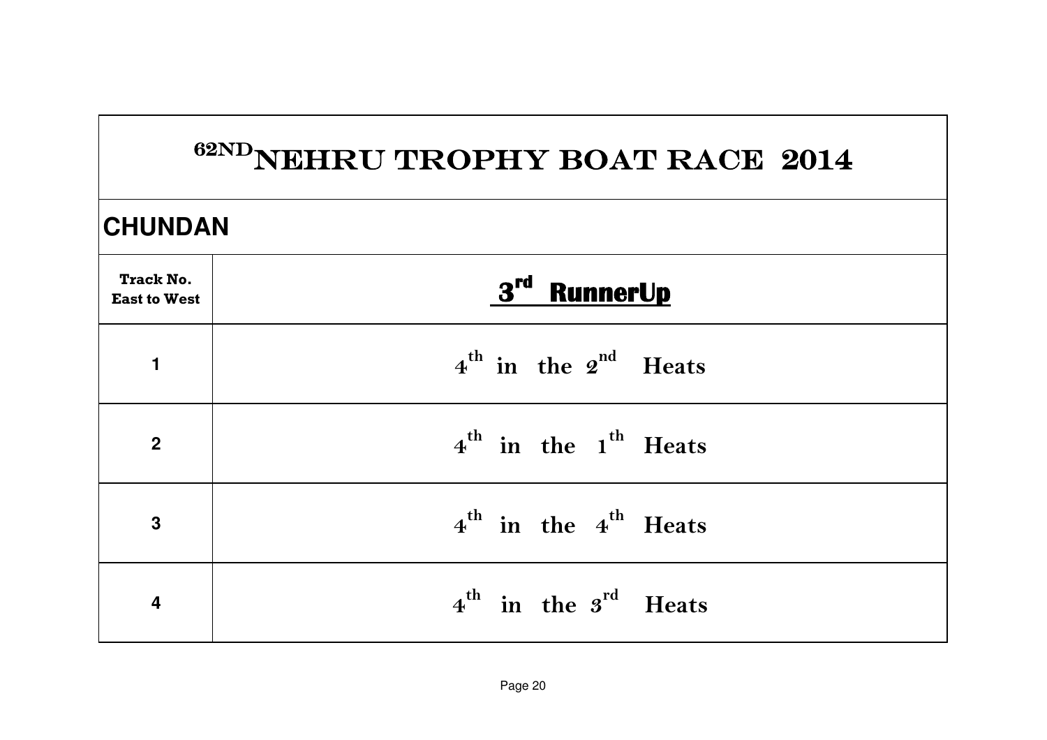# 62ND NEHRU TROPHY BOAT RACE 2014

## CHUNDAN

| Track No. East to West | 3rd RunnerUp |
|---|---|
| 1 | 4th in the 2nd Heats |
| 2 | 4th in the 1th Heats |
| 3 | 4th in the 4th Heats |
| 4 | 4th in the 3rd Heats |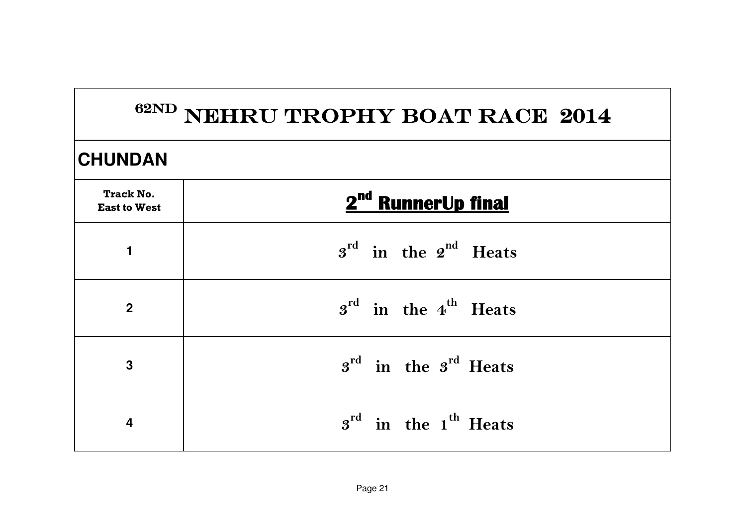# 62ND NEHRU TROPHY BOAT RACE 2014

## CHUNDAN

| Track No. East to West | 2nd RunnerUp final |
|---|---|
| 1 | 3rd in the 2nd Heats |
| 2 | 3rd in the 4th Heats |
| 3 | 3rd in the 3rd Heats |
| 4 | 3rd in the 1th Heats |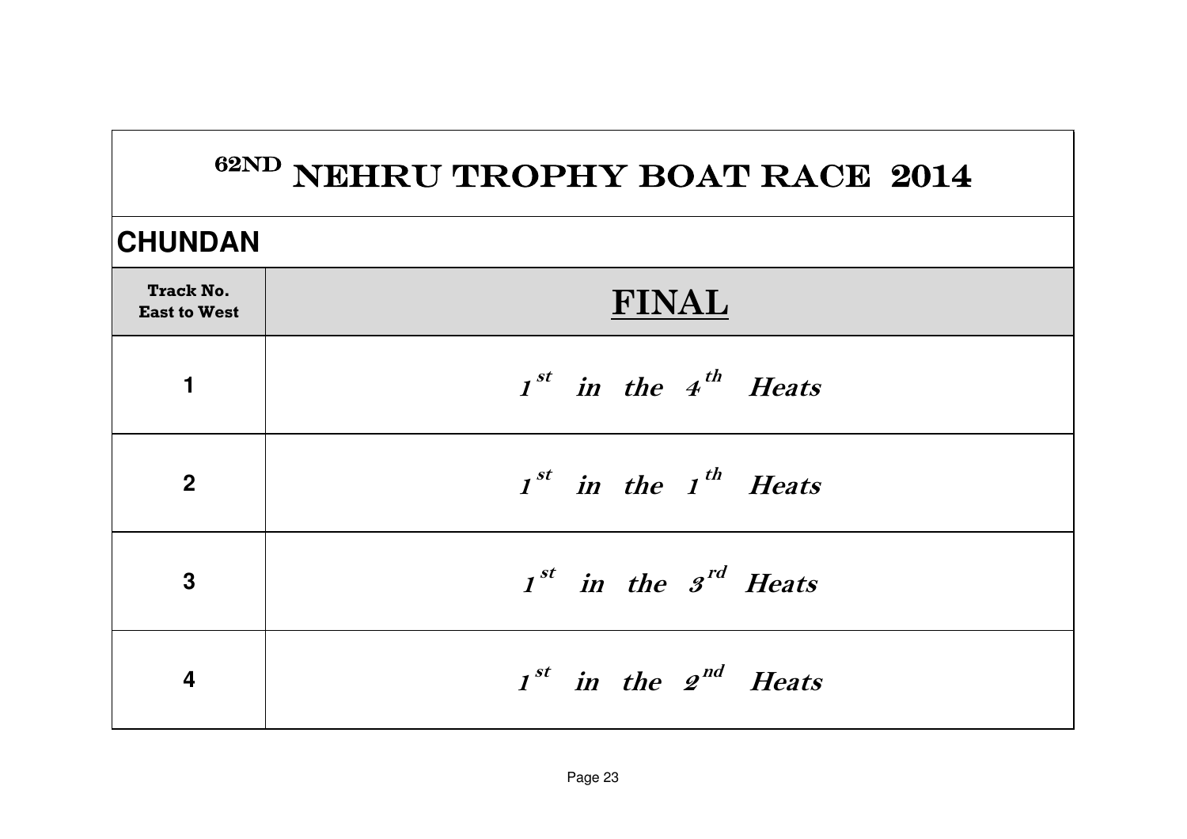# 62ND NEHRU TROPHY BOAT RACE 2014

## CHUNDAN

| Track No. East to West | FINAL |
|---|---|
| 1 | *1st in the 4th Heats* |
| 2 | *1st in the 1th Heats* |
| 3 | *1st in the 3rd Heats* |
| 4 | *1st in the 2nd Heats* |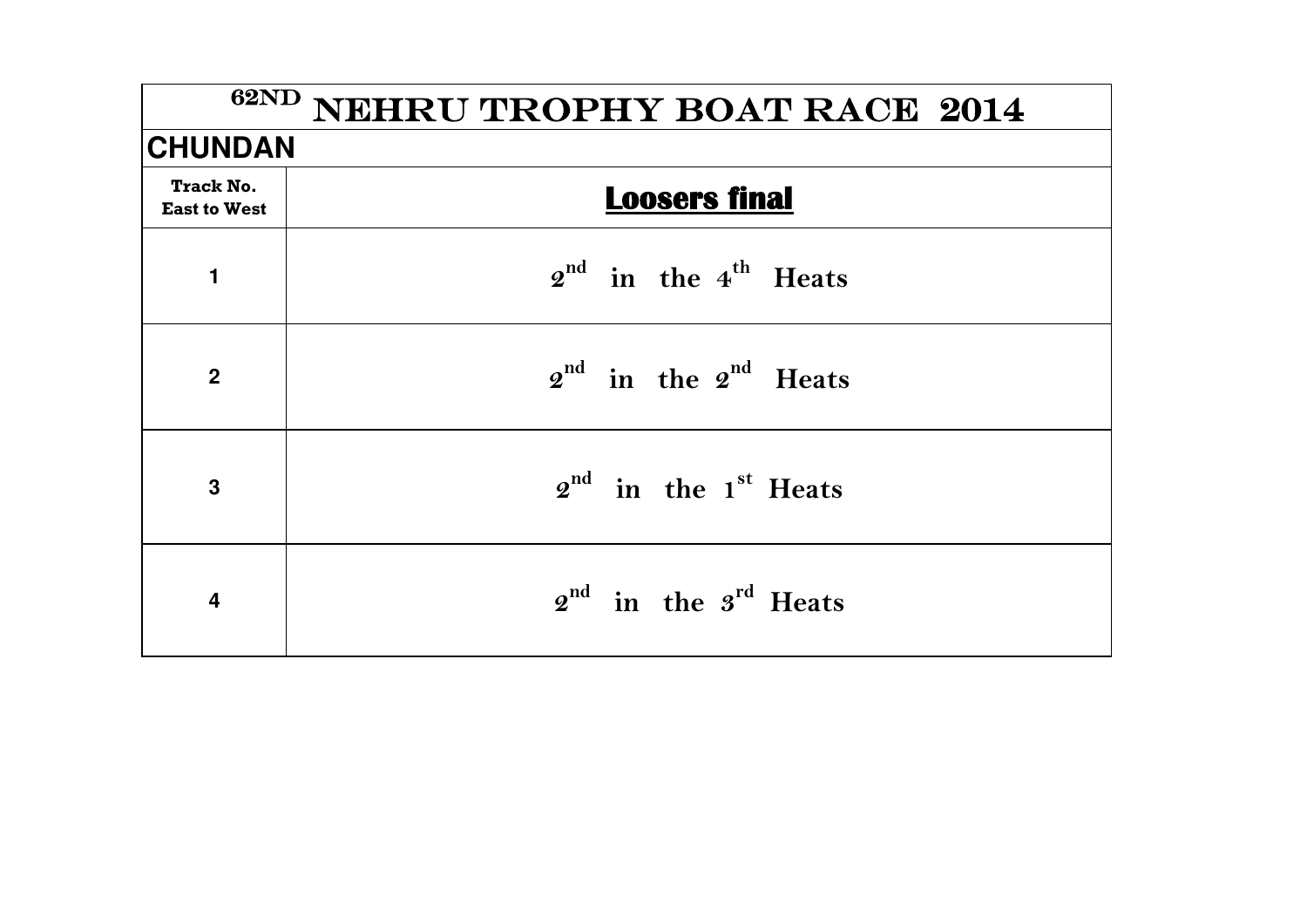# 62ND NEHRU TROPHY BOAT RACE 2014

## CHUNDAN

| Track No. East to West | Loosers final |
| --- | --- |
| 1 | 2nd in the 4th Heats |
| 2 | 2nd in the 2nd Heats |
| 3 | 2nd in the 1st Heats |
| 4 | 2nd in the 3rd Heats |